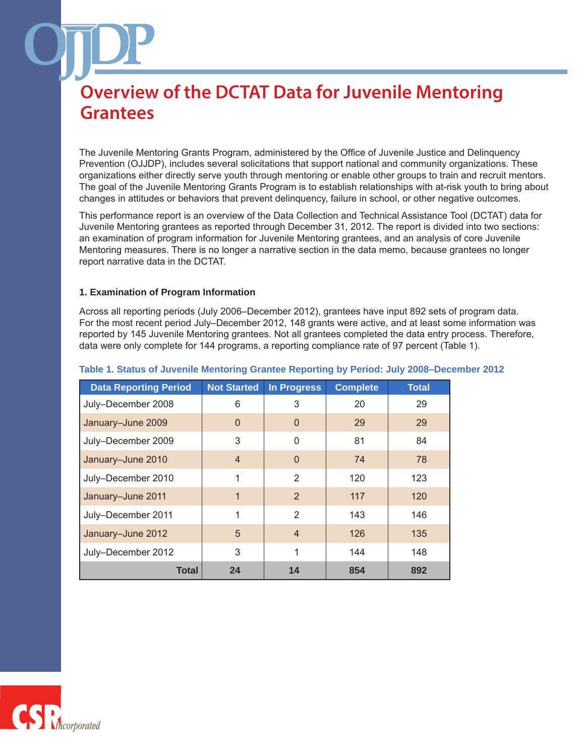# Overview of the DCTAT Data for Juvenile Mentoring Grantees

The Juvenile Mentoring Grants Program, administered by the Office of Juvenile Justice and Delinquency Prevention (OJJDP), includes several solicitations that support national and community organizations. These organizations either directly serve youth through mentoring or enable other groups to train and recruit mentors. The goal of the Juvenile Mentoring Grants Program is to establish relationships with at-risk youth to bring about changes in attitudes or behaviors that prevent delinquency, failure in school, or other negative outcomes.

This performance report is an overview of the Data Collection and Technical Assistance Tool (DCTAT) data for Juvenile Mentoring grantees as reported through December 31, 2012. The report is divided into two sections: an examination of program information for Juvenile Mentoring grantees, and an analysis of core Juvenile Mentoring measures. There is no longer a narrative section in the data memo, because grantees no longer report narrative data in the DCTAT.

### 1. Examination of Program Information

Across all reporting periods (July 2006–December 2012), grantees have input 892 sets of program data. For the most recent period July–December 2012, 148 grants were active, and at least some information was reported by 145 Juvenile Mentoring grantees. Not all grantees completed the data entry process. Therefore, data were only complete for 144 programs, a reporting compliance rate of 97 percent (Table 1).

**Table 1. Status of Juvenile Mentoring Grantee Reporting by Period: July 2008–December 2012**

| Data Reporting Period | Not Started | In Progress | Complete | Total |
|---|---|---|---|---|
| July–December 2008 | 6 | 3 | 20 | 29 |
| January–June 2009 | 0 | 0 | 29 | 29 |
| July–December 2009 | 3 | 0 | 81 | 84 |
| January–June 2010 | 4 | 0 | 74 | 78 |
| July–December 2010 | 1 | 2 | 120 | 123 |
| January–June 2011 | 1 | 2 | 117 | 120 |
| July–December 2011 | 1 | 2 | 143 | 146 |
| January–June 2012 | 5 | 4 | 126 | 135 |
| July–December 2012 | 3 | 1 | 144 | 148 |
| **Total** | **24** | **14** | **854** | **892** |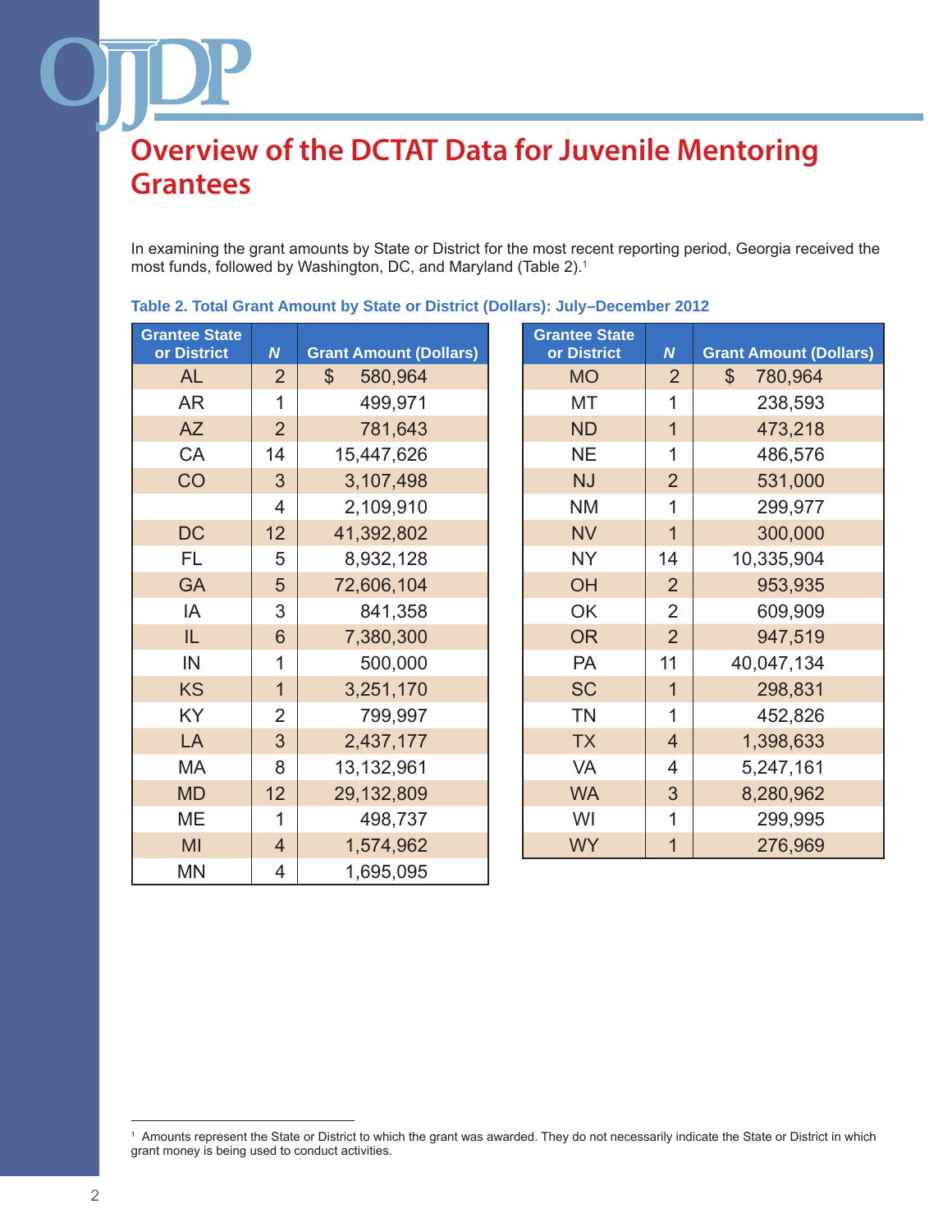# Overview of the DCTAT Data for Juvenile Mentoring Grantees

In examining the grant amounts by State or District for the most recent reporting period, Georgia received the most funds, followed by Washington, DC, and Maryland (Table 2).[1]

**Table 2. Total Grant Amount by State or District (Dollars): July–December 2012**

| Grantee State or District | *N* | Grant Amount (Dollars) |
|---|---|---|
| AL | 2 | $ 580,964 |
| AR | 1 | 499,971 |
| AZ | 2 | 781,643 |
| CA | 14 | 15,447,626 |
| CO | 3 | 3,107,498 |
| | 4 | 2,109,910 |
| DC | 12 | 41,392,802 |
| FL | 5 | 8,932,128 |
| GA | 5 | 72,606,104 |
| IA | 3 | 841,358 |
| IL | 6 | 7,380,300 |
| IN | 1 | 500,000 |
| KS | 1 | 3,251,170 |
| KY | 2 | 799,997 |
| LA | 3 | 2,437,177 |
| MA | 8 | 13,132,961 |
| MD | 12 | 29,132,809 |
| ME | 1 | 498,737 |
| MI | 4 | 1,574,962 |
| MN | 4 | 1,695,095 |
| MO | 2 | $ 780,964 |
| MT | 1 | 238,593 |
| ND | 1 | 473,218 |
| NE | 1 | 486,576 |
| NJ | 2 | 531,000 |
| NM | 1 | 299,977 |
| NV | 1 | 300,000 |
| NY | 14 | 10,335,904 |
| OH | 2 | 953,935 |
| OK | 2 | 609,909 |
| OR | 2 | 947,519 |
| PA | 11 | 40,047,134 |
| SC | 1 | 298,831 |
| TN | 1 | 452,826 |
| TX | 4 | 1,398,633 |
| VA | 4 | 5,247,161 |
| WA | 3 | 8,280,962 |
| WI | 1 | 299,995 |
| WY | 1 | 276,969 |

[1] Amounts represent the State or District to which the grant was awarded. They do not necessarily indicate the State or District in which grant money is being used to conduct activities.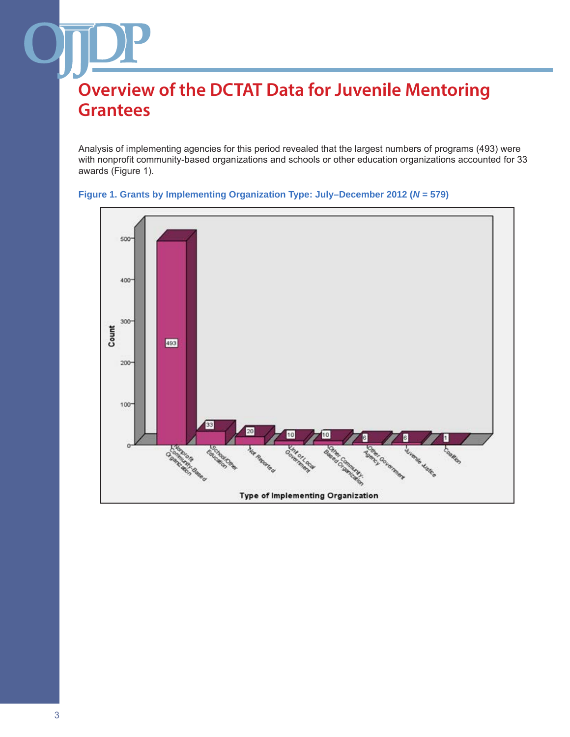# Overview of the DCTAT Data for Juvenile Mentoring Grantees

Analysis of implementing agencies for this period revealed that the largest numbers of programs (493) were with nonprofit community-based organizations and schools or other education organizations accounted for 33 awards (Figure 1).

**Figure 1. Grants by Implementing Organization Type: July–December 2012 (*N* = 579)**

| Type of Implementing Organization | Count |
|---|---|
| Nonprofit Community-Based Organization | 493 |
| School/Other Education | 33 |
| Not Reported | 20 |
| Unit of Local Government | 10 |
| Other Community-Based Organization | 10 |
| Other Government Agency | 6 |
| Juvenile Justice | 6 |
| Coalition | 1 |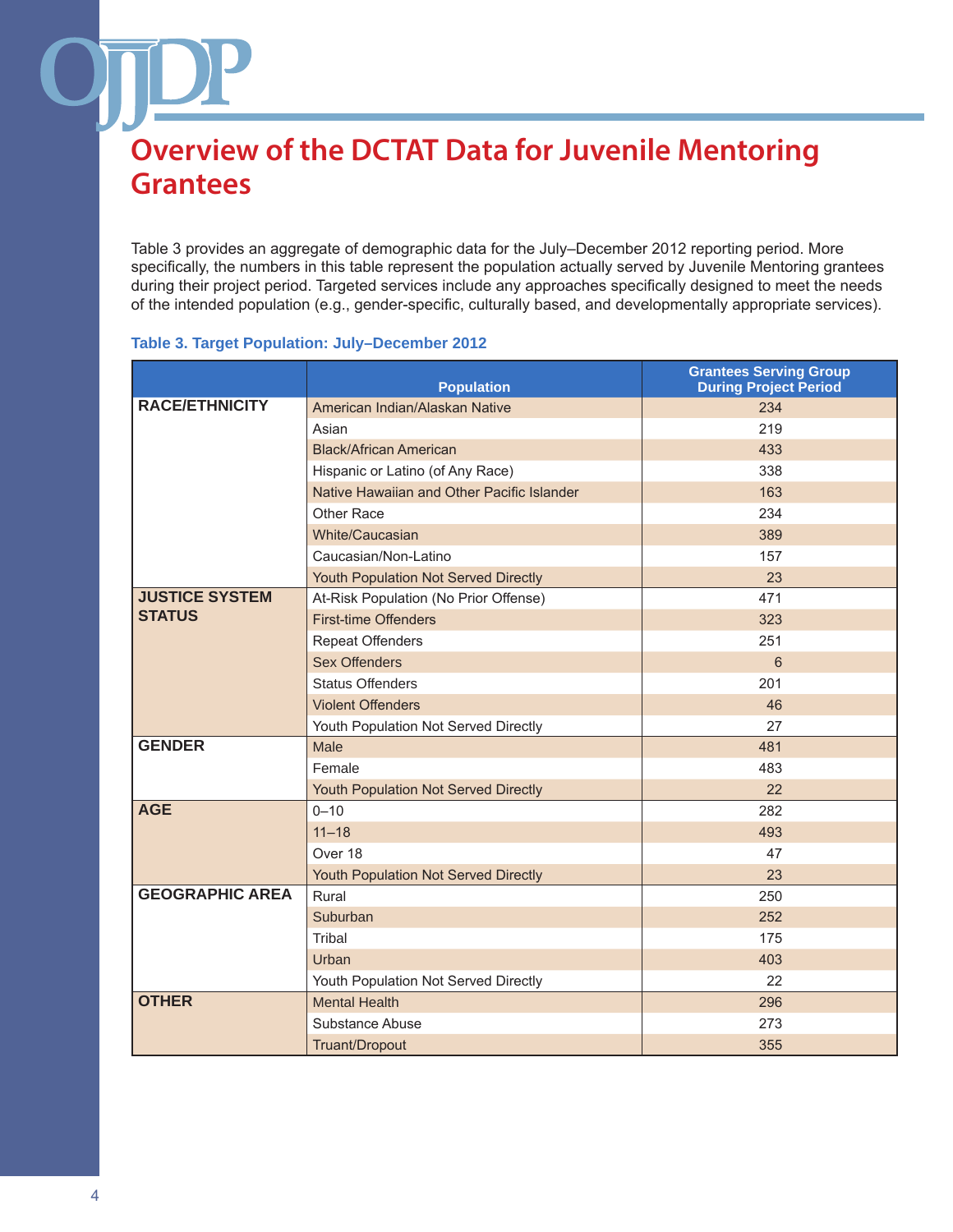# Overview of the DCTAT Data for Juvenile Mentoring Grantees

Table 3 provides an aggregate of demographic data for the July–December 2012 reporting period. More specifically, the numbers in this table represent the population actually served by Juvenile Mentoring grantees during their project period. Targeted services include any approaches specifically designed to meet the needs of the intended population (e.g., gender-specific, culturally based, and developmentally appropriate services).

**Table 3. Target Population: July–December 2012**

| | Population | Grantees Serving Group During Project Period |
|---|---|---|
| **RACE/ETHNICITY** | American Indian/Alaskan Native | 234 |
| | Asian | 219 |
| | Black/African American | 433 |
| | Hispanic or Latino (of Any Race) | 338 |
| | Native Hawaiian and Other Pacific Islander | 163 |
| | Other Race | 234 |
| | White/Caucasian | 389 |
| | Caucasian/Non-Latino | 157 |
| | Youth Population Not Served Directly | 23 |
| **JUSTICE SYSTEM STATUS** | At-Risk Population (No Prior Offense) | 471 |
| | First-time Offenders | 323 |
| | Repeat Offenders | 251 |
| | Sex Offenders | 6 |
| | Status Offenders | 201 |
| | Violent Offenders | 46 |
| | Youth Population Not Served Directly | 27 |
| **GENDER** | Male | 481 |
| | Female | 483 |
| | Youth Population Not Served Directly | 22 |
| **AGE** | 0–10 | 282 |
| | 11–18 | 493 |
| | Over 18 | 47 |
| | Youth Population Not Served Directly | 23 |
| **GEOGRAPHIC AREA** | Rural | 250 |
| | Suburban | 252 |
| | Tribal | 175 |
| | Urban | 403 |
| | Youth Population Not Served Directly | 22 |
| **OTHER** | Mental Health | 296 |
| | Substance Abuse | 273 |
| | Truant/Dropout | 355 |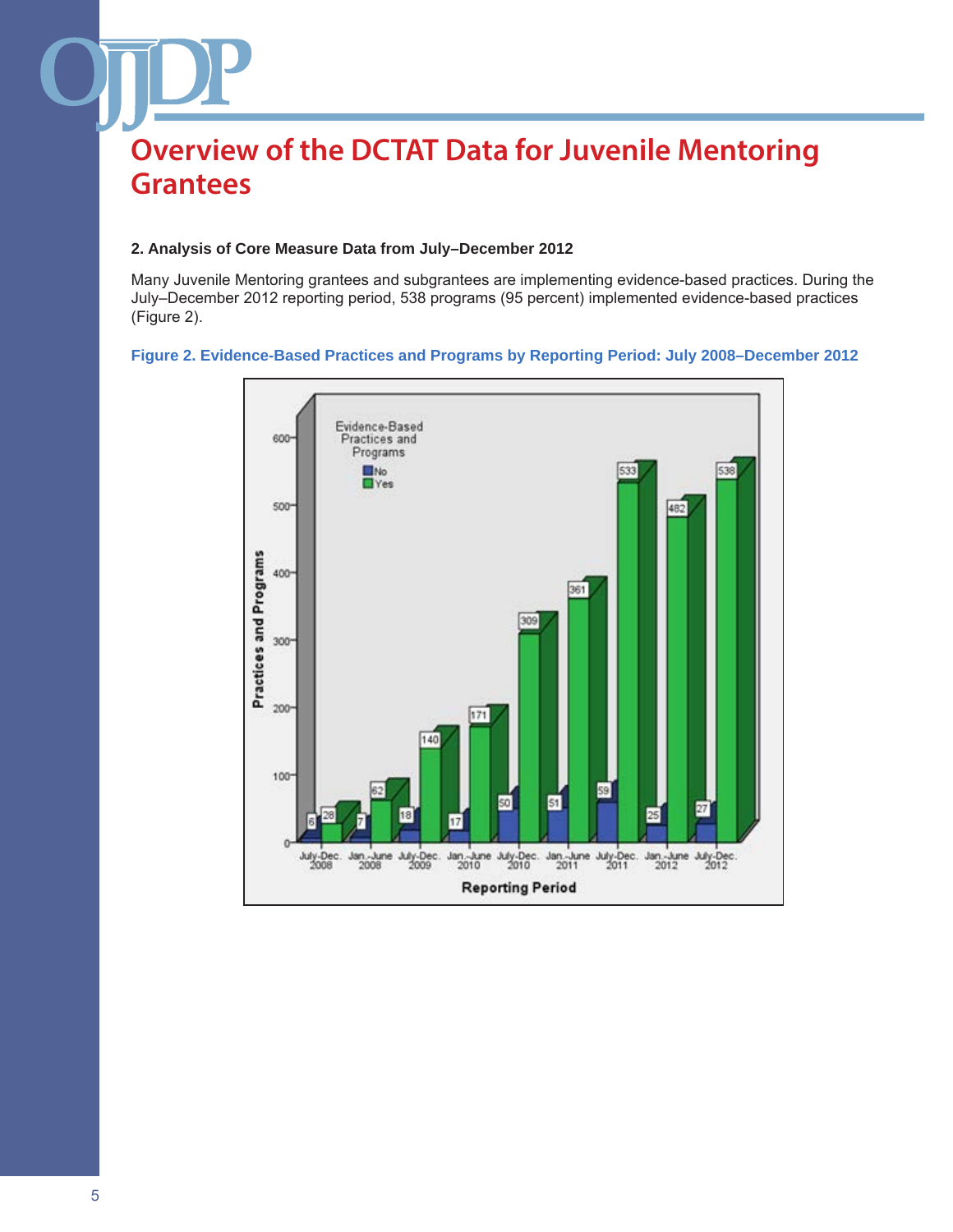# Overview of the DCTAT Data for Juvenile Mentoring Grantees

**2. Analysis of Core Measure Data from July–December 2012**

Many Juvenile Mentoring grantees and subgrantees are implementing evidence-based practices. During the July–December 2012 reporting period, 538 programs (95 percent) implemented evidence-based practices (Figure 2).

**Figure 2. Evidence-Based Practices and Programs by Reporting Period: July 2008–December 2012**

| Reporting Period | No | Yes |
|---|---|---|
| July-Dec. 2008 | 6 | 28 |
| Jan.-June 2008 | 7 | 62 |
| July-Dec. 2009 | 18 | 140 |
| Jan.-June 2010 | 17 | 171 |
| July-Dec. 2010 | 50 | 309 |
| Jan.-June 2011 | 51 | 361 |
| July-Dec. 2011 | 59 | 533 |
| Jan.-June 2012 | 25 | 482 |
| July-Dec. 2012 | 27 | 538 |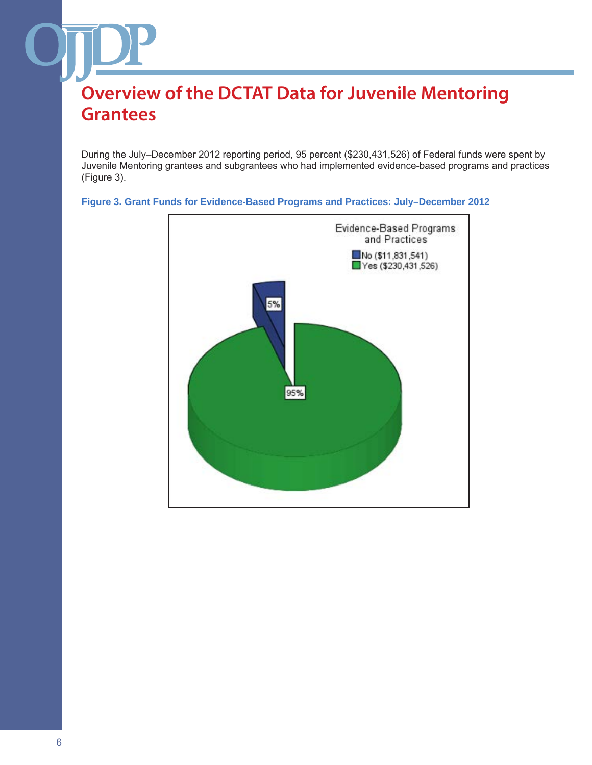# Overview of the DCTAT Data for Juvenile Mentoring Grantees

During the July–December 2012 reporting period, 95 percent ($230,431,526) of Federal funds were spent by Juvenile Mentoring grantees and subgrantees who had implemented evidence-based programs and practices (Figure 3).

**Figure 3. Grant Funds for Evidence-Based Programs and Practices: July–December 2012**

Evidence-Based Programs and Practices

- No ($11,831,541)
- Yes ($230,431,526)

5%

95%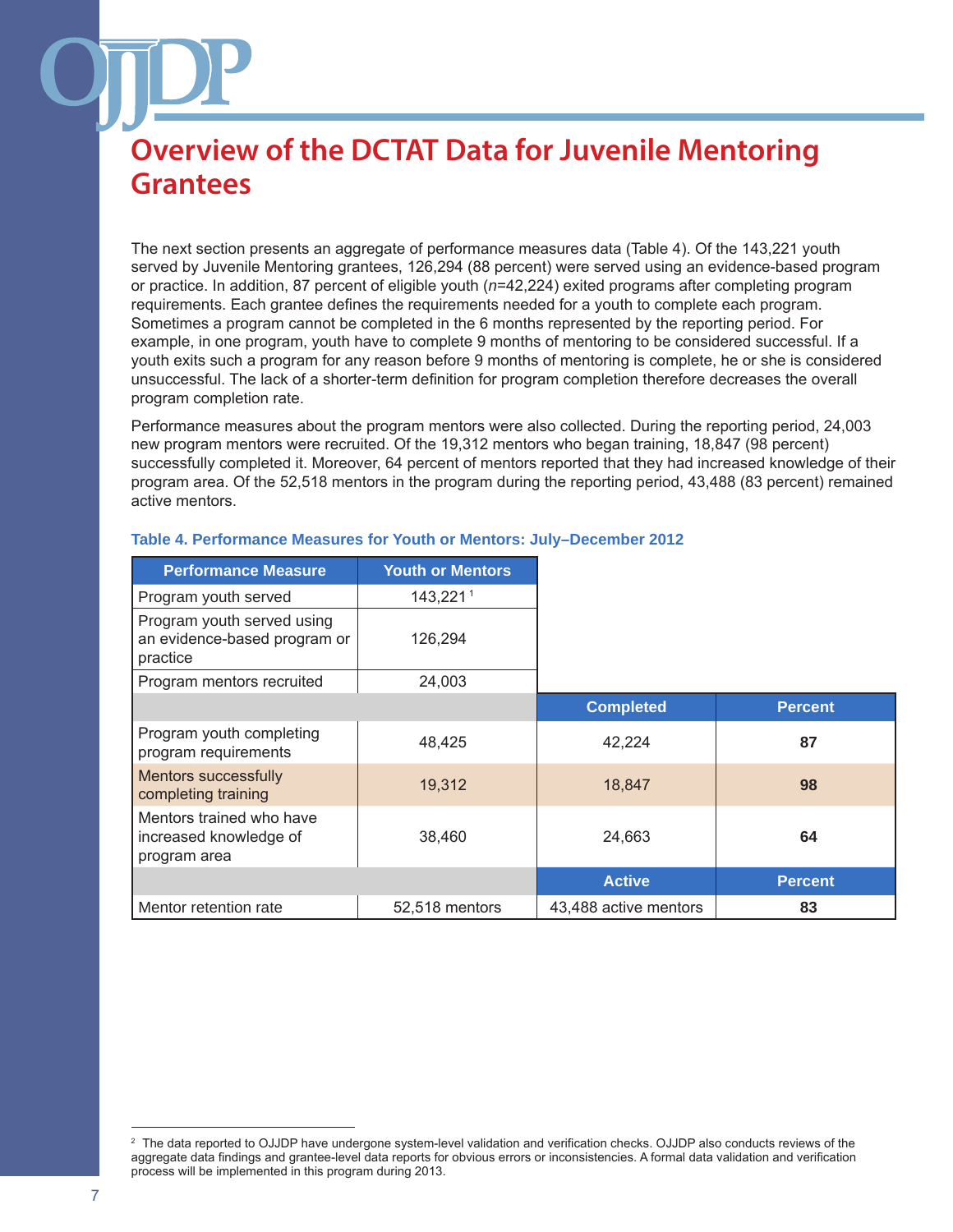# Overview of the DCTAT Data for Juvenile Mentoring Grantees

The next section presents an aggregate of performance measures data (Table 4). Of the 143,221 youth served by Juvenile Mentoring grantees, 126,294 (88 percent) were served using an evidence-based program or practice. In addition, 87 percent of eligible youth (*n*=42,224) exited programs after completing program requirements. Each grantee defines the requirements needed for a youth to complete each program. Sometimes a program cannot be completed in the 6 months represented by the reporting period. For example, in one program, youth have to complete 9 months of mentoring to be considered successful. If a youth exits such a program for any reason before 9 months of mentoring is complete, he or she is considered unsuccessful. The lack of a shorter-term definition for program completion therefore decreases the overall program completion rate.

Performance measures about the program mentors were also collected. During the reporting period, 24,003 new program mentors were recruited. Of the 19,312 mentors who began training, 18,847 (98 percent) successfully completed it. Moreover, 64 percent of mentors reported that they had increased knowledge of their program area. Of the 52,518 mentors in the program during the reporting period, 43,488 (83 percent) remained active mentors.

**Table 4. Performance Measures for Youth or Mentors: July–December 2012**

| Performance Measure | Youth or Mentors | | |
|---|---|---|---|
| Program youth served | 143,221[1] | | |
| Program youth served using an evidence-based program or practice | 126,294 | | |
| Program mentors recruited | 24,003 | | |
| | | **Completed** | **Percent** |
| Program youth completing program requirements | 48,425 | 42,224 | **87** |
| Mentors successfully completing training | 19,312 | 18,847 | **98** |
| Mentors trained who have increased knowledge of program area | 38,460 | 24,663 | **64** |
| | | **Active** | **Percent** |
| Mentor retention rate | 52,518 mentors | 43,488 active mentors | **83** |

[2] The data reported to OJJDP have undergone system-level validation and verification checks. OJJDP also conducts reviews of the aggregate data findings and grantee-level data reports for obvious errors or inconsistencies. A formal data validation and verification process will be implemented in this program during 2013.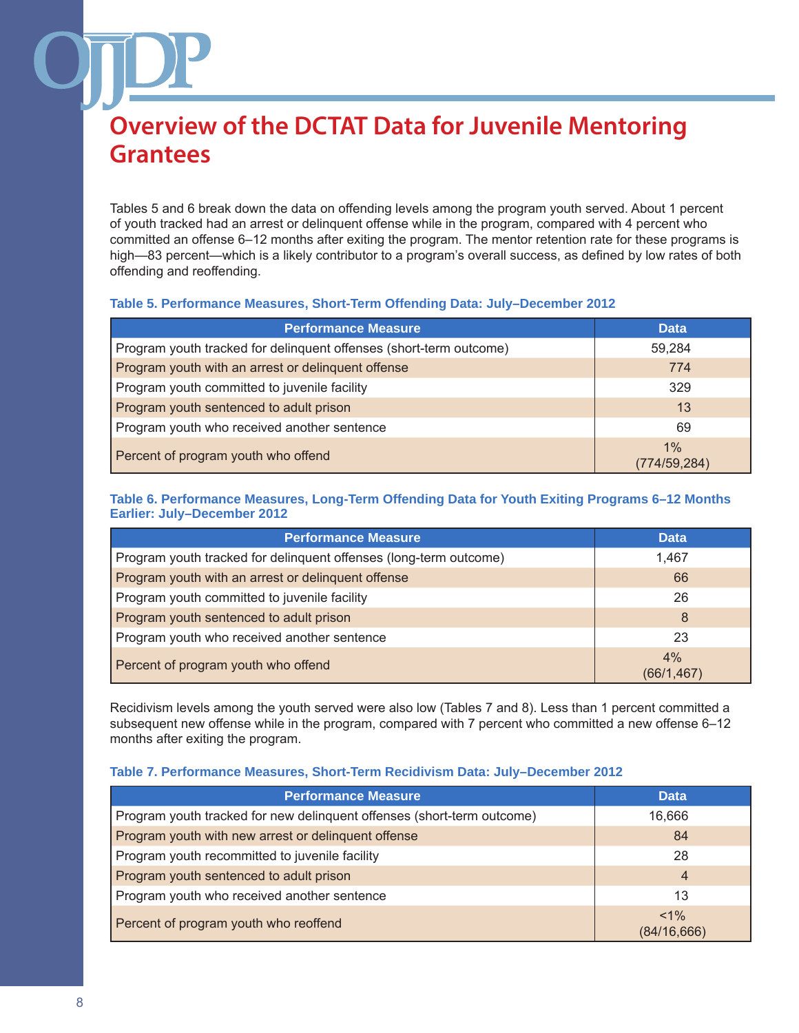# Overview of the DCTAT Data for Juvenile Mentoring Grantees

Tables 5 and 6 break down the data on offending levels among the program youth served. About 1 percent of youth tracked had an arrest or delinquent offense while in the program, compared with 4 percent who committed an offense 6–12 months after exiting the program. The mentor retention rate for these programs is high—83 percent—which is a likely contributor to a program's overall success, as defined by low rates of both offending and reoffending.

**Table 5. Performance Measures, Short-Term Offending Data: July–December 2012**

| Performance Measure | Data |
|---|---|
| Program youth tracked for delinquent offenses (short-term outcome) | 59,284 |
| Program youth with an arrest or delinquent offense | 774 |
| Program youth committed to juvenile facility | 329 |
| Program youth sentenced to adult prison | 13 |
| Program youth who received another sentence | 69 |
| Percent of program youth who offend | 1% (774/59,284) |

**Table 6. Performance Measures, Long-Term Offending Data for Youth Exiting Programs 6–12 Months Earlier: July–December 2012**

| Performance Measure | Data |
|---|---|
| Program youth tracked for delinquent offenses (long-term outcome) | 1,467 |
| Program youth with an arrest or delinquent offense | 66 |
| Program youth committed to juvenile facility | 26 |
| Program youth sentenced to adult prison | 8 |
| Program youth who received another sentence | 23 |
| Percent of program youth who offend | 4% (66/1,467) |

Recidivism levels among the youth served were also low (Tables 7 and 8). Less than 1 percent committed a subsequent new offense while in the program, compared with 7 percent who committed a new offense 6–12 months after exiting the program.

**Table 7. Performance Measures, Short-Term Recidivism Data: July–December 2012**

| Performance Measure | Data |
|---|---|
| Program youth tracked for new delinquent offenses (short-term outcome) | 16,666 |
| Program youth with new arrest or delinquent offense | 84 |
| Program youth recommitted to juvenile facility | 28 |
| Program youth sentenced to adult prison | 4 |
| Program youth who received another sentence | 13 |
| Percent of program youth who reoffend | <1% (84/16,666) |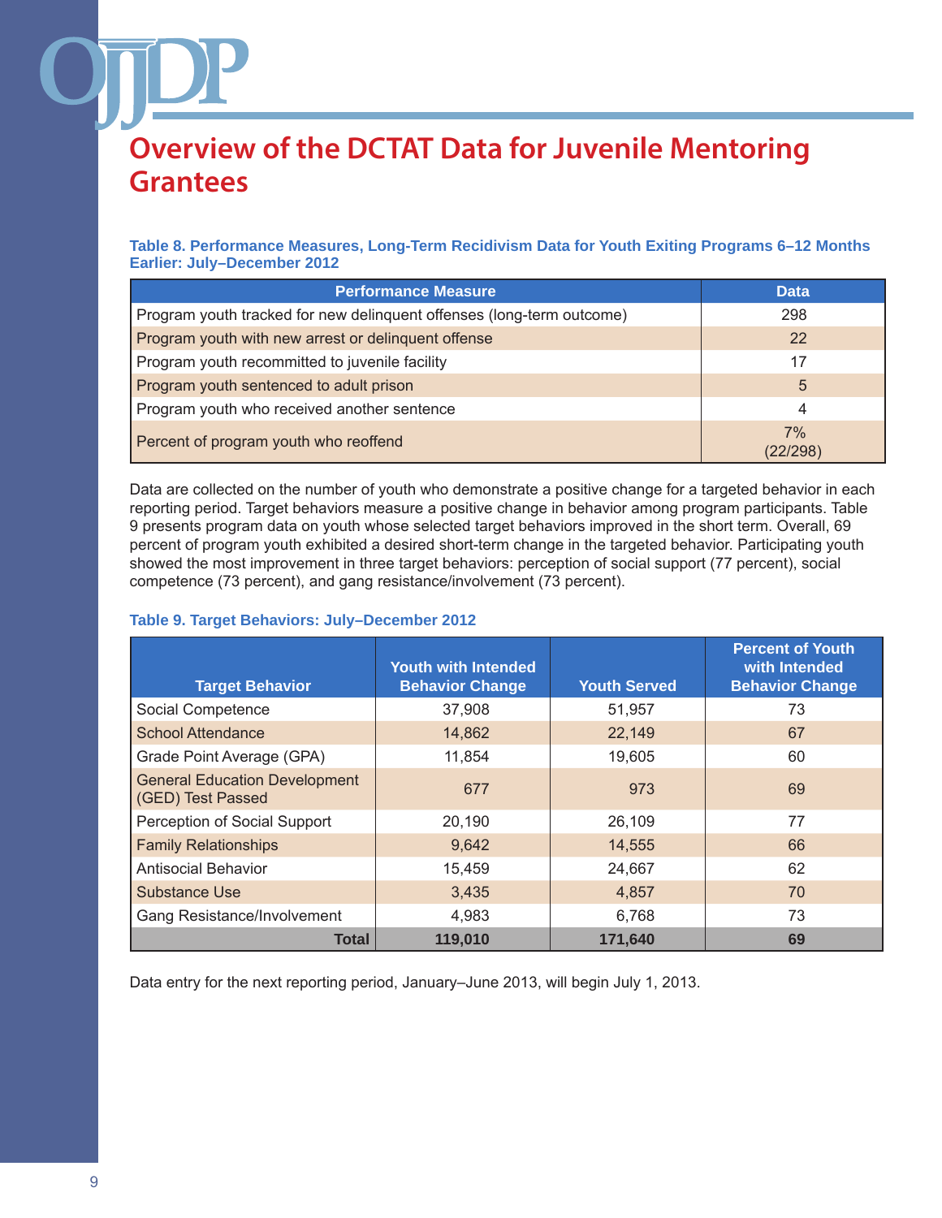# Overview of the DCTAT Data for Juvenile Mentoring Grantees

**Table 8. Performance Measures, Long-Term Recidivism Data for Youth Exiting Programs 6–12 Months Earlier: July–December 2012**

| Performance Measure | Data |
|---|---|
| Program youth tracked for new delinquent offenses (long-term outcome) | 298 |
| Program youth with new arrest or delinquent offense | 22 |
| Program youth recommitted to juvenile facility | 17 |
| Program youth sentenced to adult prison | 5 |
| Program youth who received another sentence | 4 |
| Percent of program youth who reoffend | 7% (22/298) |

Data are collected on the number of youth who demonstrate a positive change for a targeted behavior in each reporting period. Target behaviors measure a positive change in behavior among program participants. Table 9 presents program data on youth whose selected target behaviors improved in the short term. Overall, 69 percent of program youth exhibited a desired short-term change in the targeted behavior. Participating youth showed the most improvement in three target behaviors: perception of social support (77 percent), social competence (73 percent), and gang resistance/involvement (73 percent).

**Table 9. Target Behaviors: July–December 2012**

| Target Behavior | Youth with Intended Behavior Change | Youth Served | Percent of Youth with Intended Behavior Change |
|---|---|---|---|
| Social Competence | 37,908 | 51,957 | 73 |
| School Attendance | 14,862 | 22,149 | 67 |
| Grade Point Average (GPA) | 11,854 | 19,605 | 60 |
| General Education Development (GED) Test Passed | 677 | 973 | 69 |
| Perception of Social Support | 20,190 | 26,109 | 77 |
| Family Relationships | 9,642 | 14,555 | 66 |
| Antisocial Behavior | 15,459 | 24,667 | 62 |
| Substance Use | 3,435 | 4,857 | 70 |
| Gang Resistance/Involvement | 4,983 | 6,768 | 73 |
| **Total** | **119,010** | **171,640** | **69** |

Data entry for the next reporting period, January–June 2013, will begin July 1, 2013.